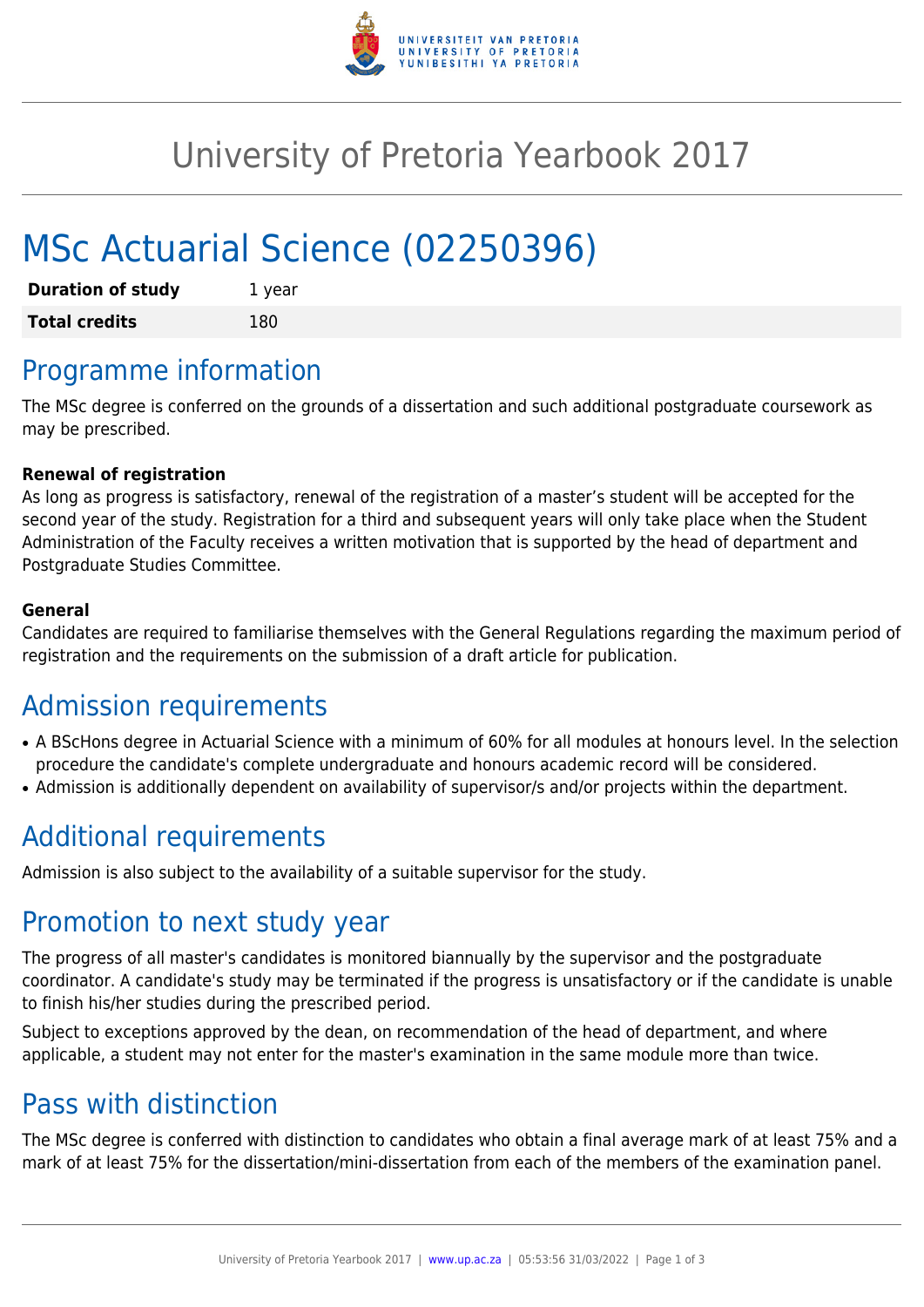# University of Pretoria Yearbook 2017

# MSc Actuarial Science (02250396)

| | |
|---|---|
| **Duration of study** | 1 year |
| **Total credits** | 180 |

## Programme information

The MSc degree is conferred on the grounds of a dissertation and such additional postgraduate coursework as may be prescribed.

**Renewal of registration**
As long as progress is satisfactory, renewal of the registration of a master's student will be accepted for the second year of the study. Registration for a third and subsequent years will only take place when the Student Administration of the Faculty receives a written motivation that is supported by the head of department and Postgraduate Studies Committee.

**General**
Candidates are required to familiarise themselves with the General Regulations regarding the maximum period of registration and the requirements on the submission of a draft article for publication.

## Admission requirements

- A BScHons degree in Actuarial Science with a minimum of 60% for all modules at honours level. In the selection procedure the candidate's complete undergraduate and honours academic record will be considered.
- Admission is additionally dependent on availability of supervisor/s and/or projects within the department.

## Additional requirements

Admission is also subject to the availability of a suitable supervisor for the study.

## Promotion to next study year

The progress of all master's candidates is monitored biannually by the supervisor and the postgraduate coordinator. A candidate's study may be terminated if the progress is unsatisfactory or if the candidate is unable to finish his/her studies during the prescribed period.

Subject to exceptions approved by the dean, on recommendation of the head of department, and where applicable, a student may not enter for the master's examination in the same module more than twice.

## Pass with distinction

The MSc degree is conferred with distinction to candidates who obtain a final average mark of at least 75% and a mark of at least 75% for the dissertation/mini-dissertation from each of the members of the examination panel.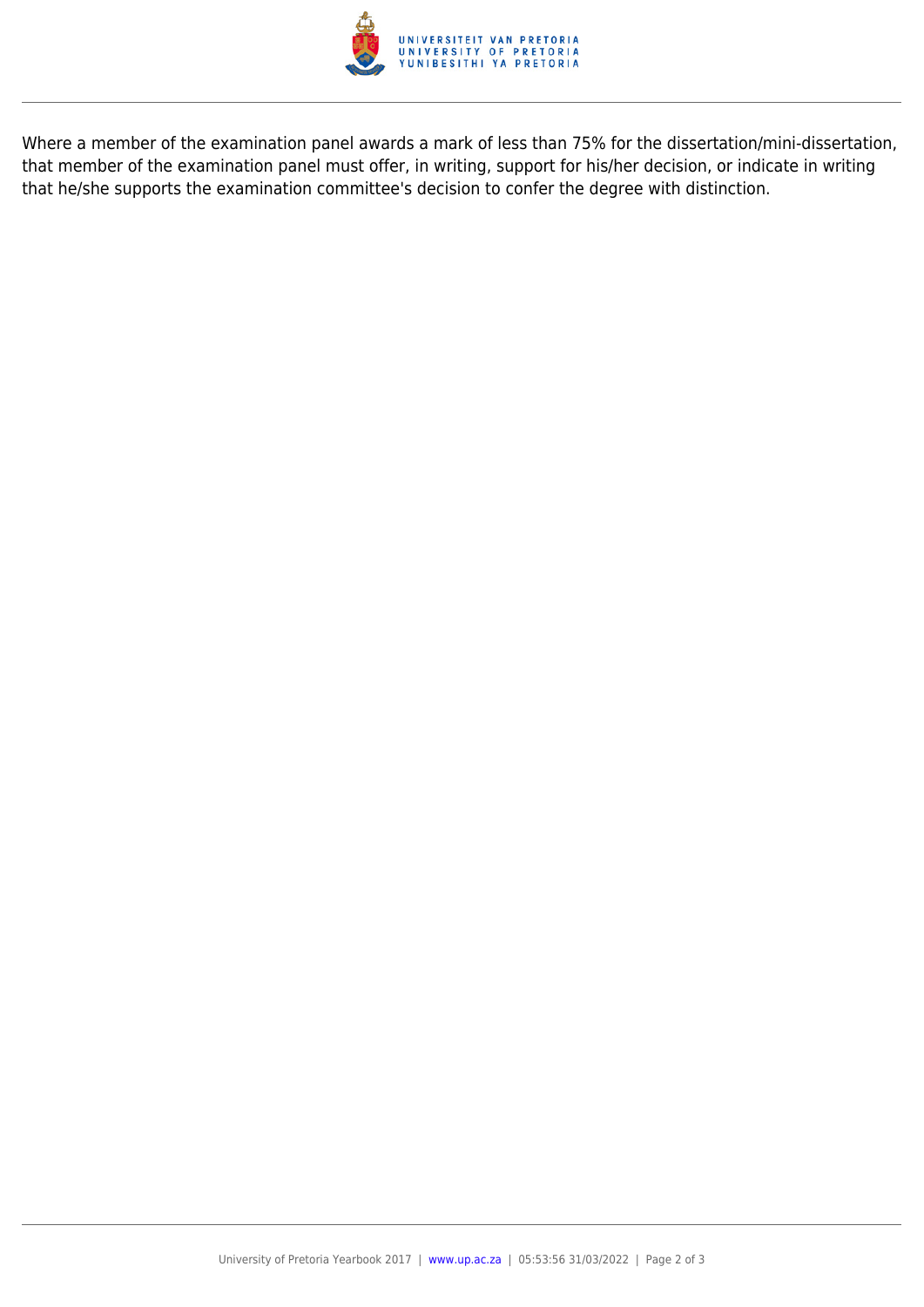Where a member of the examination panel awards a mark of less than 75% for the dissertation/mini-dissertation, that member of the examination panel must offer, in writing, support for his/her decision, or indicate in writing that he/she supports the examination committee's decision to confer the degree with distinction.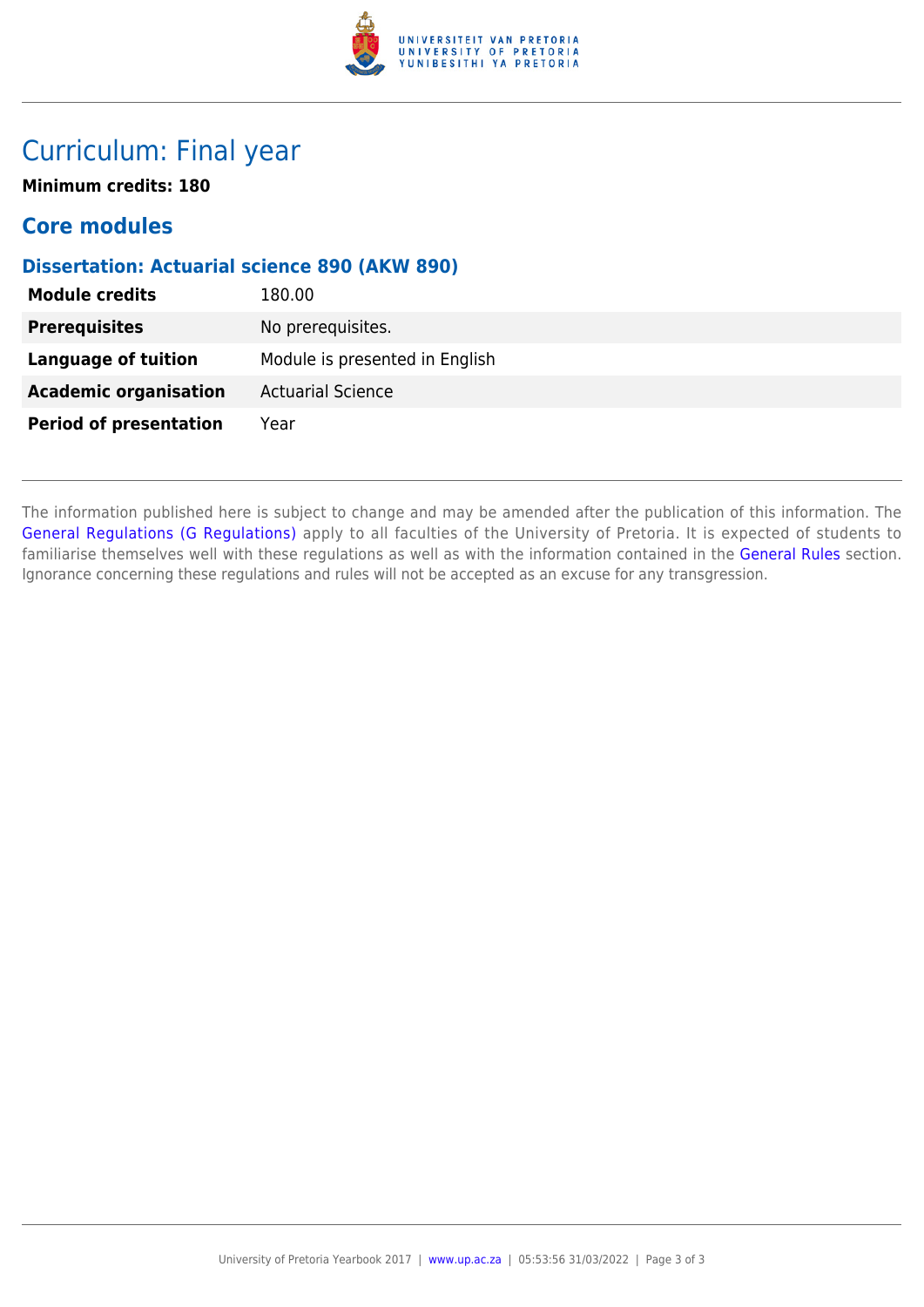# Curriculum: Final year

**Minimum credits: 180**

## Core modules

### Dissertation: Actuarial science 890 (AKW 890)

| | |
|---|---|
| **Module credits** | 180.00 |
| **Prerequisites** | No prerequisites. |
| **Language of tuition** | Module is presented in English |
| **Academic organisation** | Actuarial Science |
| **Period of presentation** | Year |

The information published here is subject to change and may be amended after the publication of this information. The General Regulations (G Regulations) apply to all faculties of the University of Pretoria. It is expected of students to familiarise themselves well with these regulations as well as with the information contained in the General Rules section. Ignorance concerning these regulations and rules will not be accepted as an excuse for any transgression.